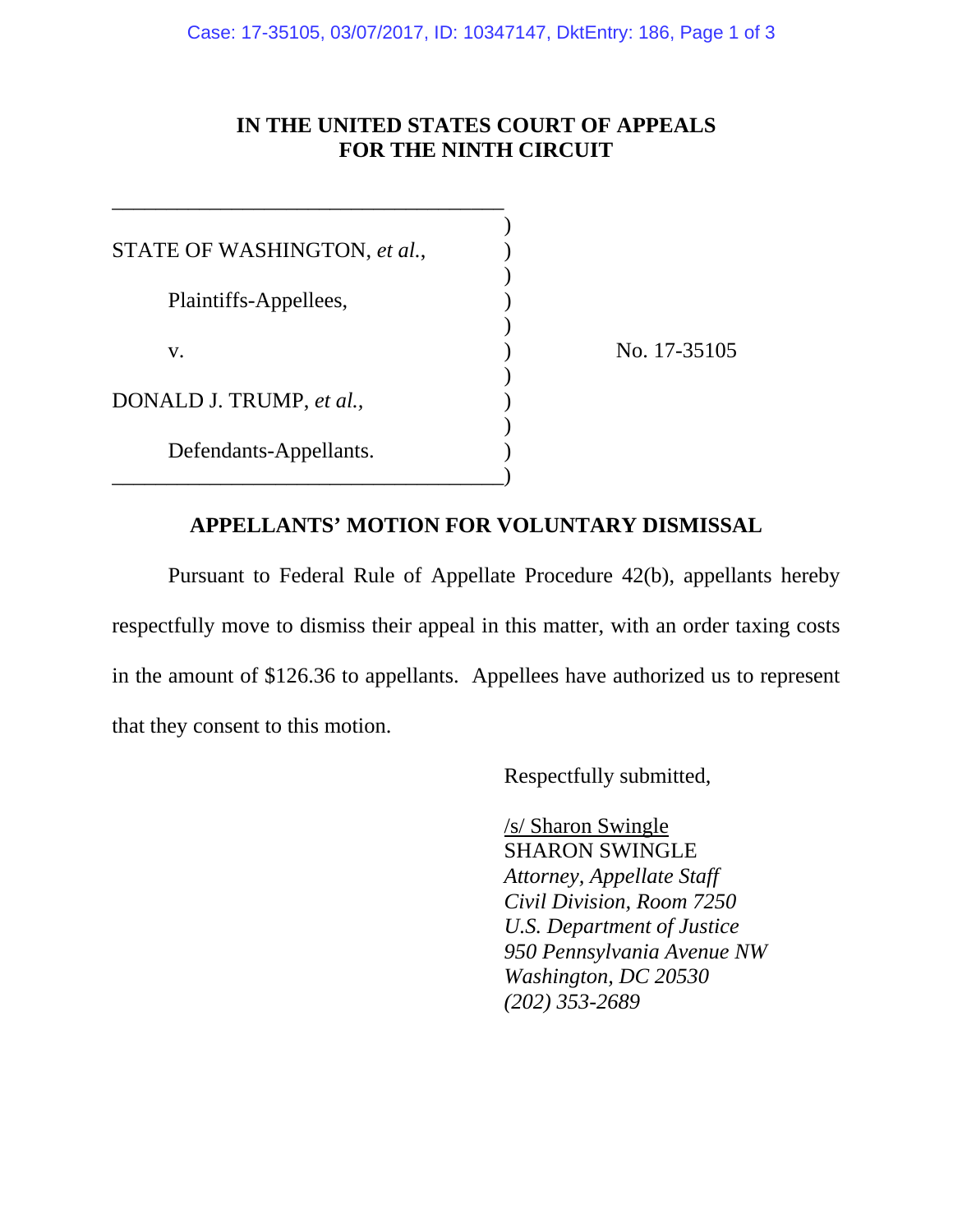**IN THE UNITED STATES COURT OF APPEALS**
**FOR THE NINTH CIRCUIT**

| | |
|---|---|
| STATE OF WASHINGTON, *et al.*, | |
| Plaintiffs-Appellees, | |
| v. | No. 17-35105 |
| DONALD J. TRUMP, *et al.*, | |
| Defendants-Appellants. | |

## APPELLANTS' MOTION FOR VOLUNTARY DISMISSAL

Pursuant to Federal Rule of Appellate Procedure 42(b), appellants hereby respectfully move to dismiss their appeal in this matter, with an order taxing costs in the amount of $126.36 to appellants. Appellees have authorized us to represent that they consent to this motion.

Respectfully submitted,

/s/ Sharon Swingle
SHARON SWINGLE
*Attorney, Appellate Staff*
*Civil Division, Room 7250*
*U.S. Department of Justice*
*950 Pennsylvania Avenue NW*
*Washington, DC 20530*
*(202) 353-2689*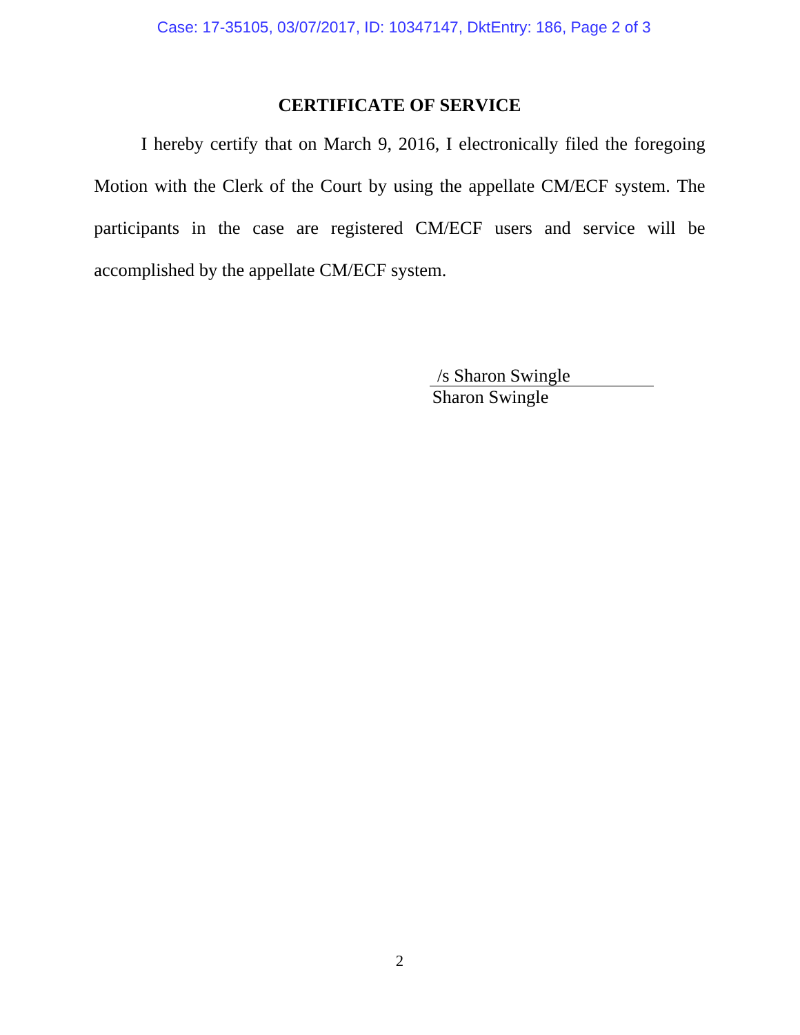## CERTIFICATE OF SERVICE

I hereby certify that on March 9, 2016, I electronically filed the foregoing Motion with the Clerk of the Court by using the appellate CM/ECF system. The participants in the case are registered CM/ECF users and service will be accomplished by the appellate CM/ECF system.

/s Sharon Swingle
Sharon Swingle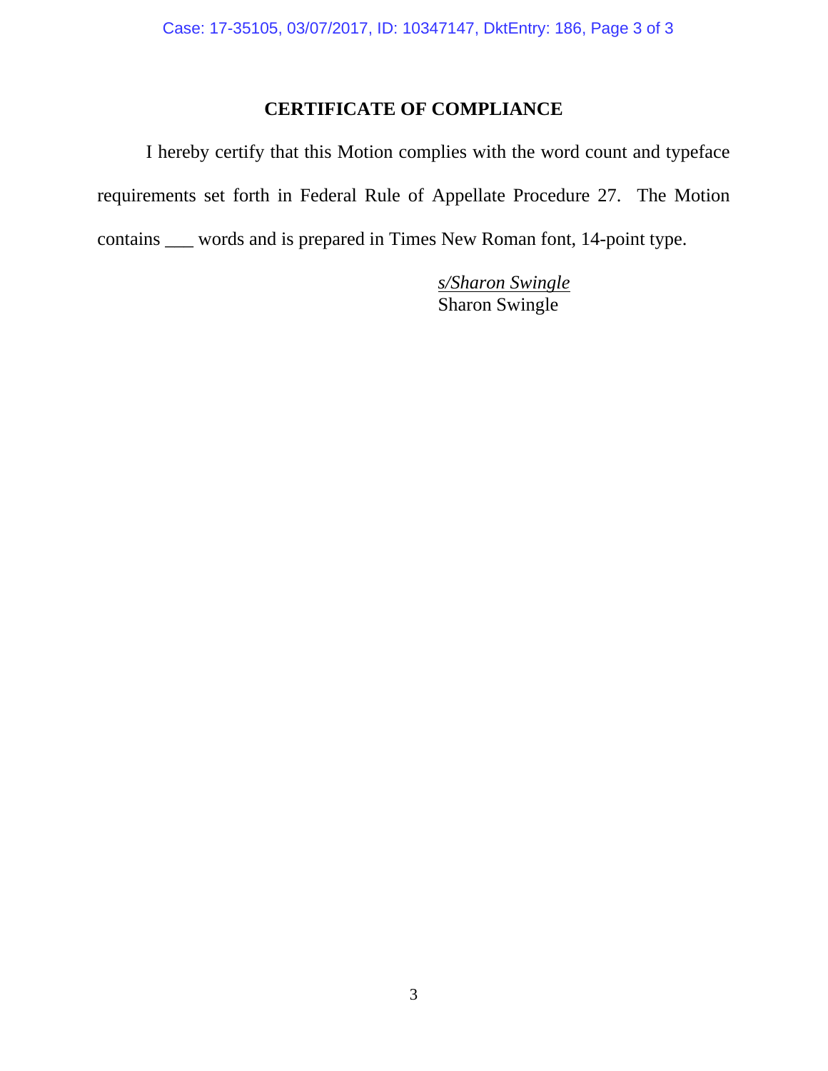## CERTIFICATE OF COMPLIANCE

I hereby certify that this Motion complies with the word count and typeface requirements set forth in Federal Rule of Appellate Procedure 27. The Motion contains ___ words and is prepared in Times New Roman font, 14-point type.

*s/Sharon Swingle*
Sharon Swingle